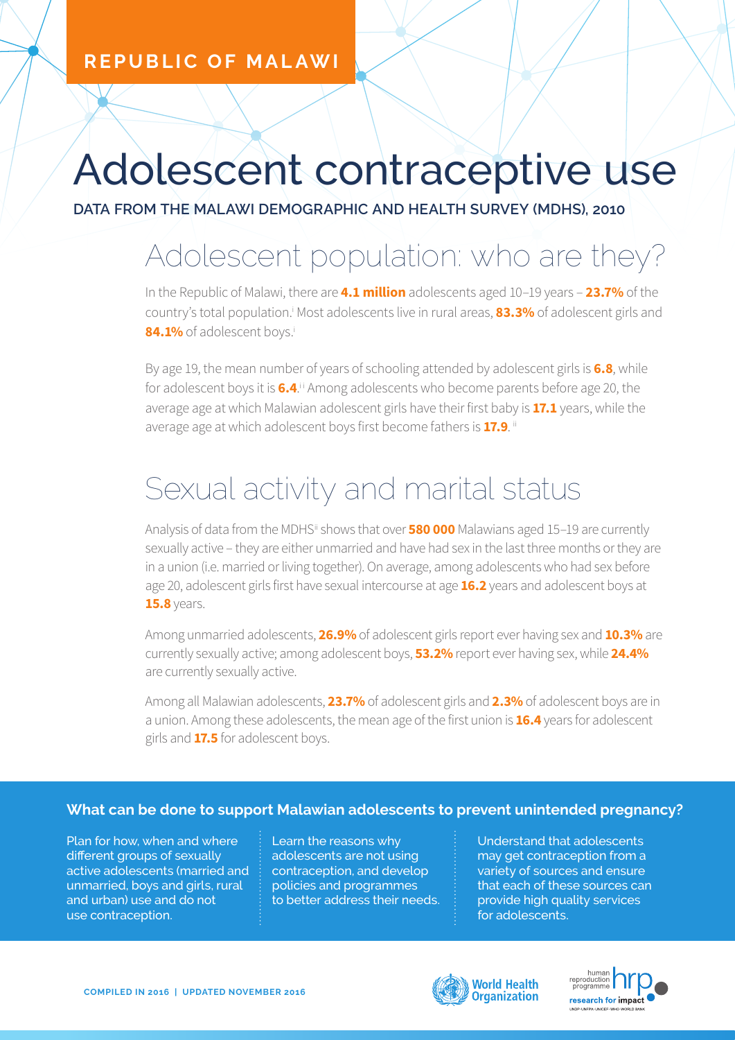REPUBLIC OF MALAWI

# Adolescent contraceptive use

**DATA FROM THE MALAWI DEMOGRAPHIC AND HEALTH SURVEY (MDHS), 2010**

## Adolescent population: who are they?

In the Republic of Malawi, there are **4.1 million** adolescents aged 10–19 years – **23.7%** of the country's total population.[i] Most adolescents live in rural areas, **83.3%** of adolescent girls and **84.1%** of adolescent boys.[i]

By age 19, the mean number of years of schooling attended by adolescent girls is **6.8**, while for adolescent boys it is **6.4**.[ii] Among adolescents who become parents before age 20, the average age at which Malawian adolescent girls have their first baby is **17.1** years, while the average age at which adolescent boys first become fathers is **17.9**.[ii]

## Sexual activity and marital status

Analysis of data from the MDHS[ii] shows that over **580 000** Malawians aged 15–19 are currently sexually active – they are either unmarried and have had sex in the last three months or they are in a union (i.e. married or living together). On average, among adolescents who had sex before age 20, adolescent girls first have sexual intercourse at age **16.2** years and adolescent boys at **15.8** years.

Among unmarried adolescents, **26.9%** of adolescent girls report ever having sex and **10.3%** are currently sexually active; among adolescent boys, **53.2%** report ever having sex, while **24.4%** are currently sexually active.

Among all Malawian adolescents, **23.7%** of adolescent girls and **2.3%** of adolescent boys are in a union. Among these adolescents, the mean age of the first union is **16.4** years for adolescent girls and **17.5** for adolescent boys.

### What can be done to support Malawian adolescents to prevent unintended pregnancy?

- Plan for how, when and where different groups of sexually active adolescents (married and unmarried, boys and girls, rural and urban) use and do not use contraception.
- Learn the reasons why adolescents are not using contraception, and develop policies and programmes to better address their needs.
- Understand that adolescents may get contraception from a variety of sources and ensure that each of these sources can provide high quality services for adolescents.

COMPILED IN 2016 | UPDATED NOVEMBER 2016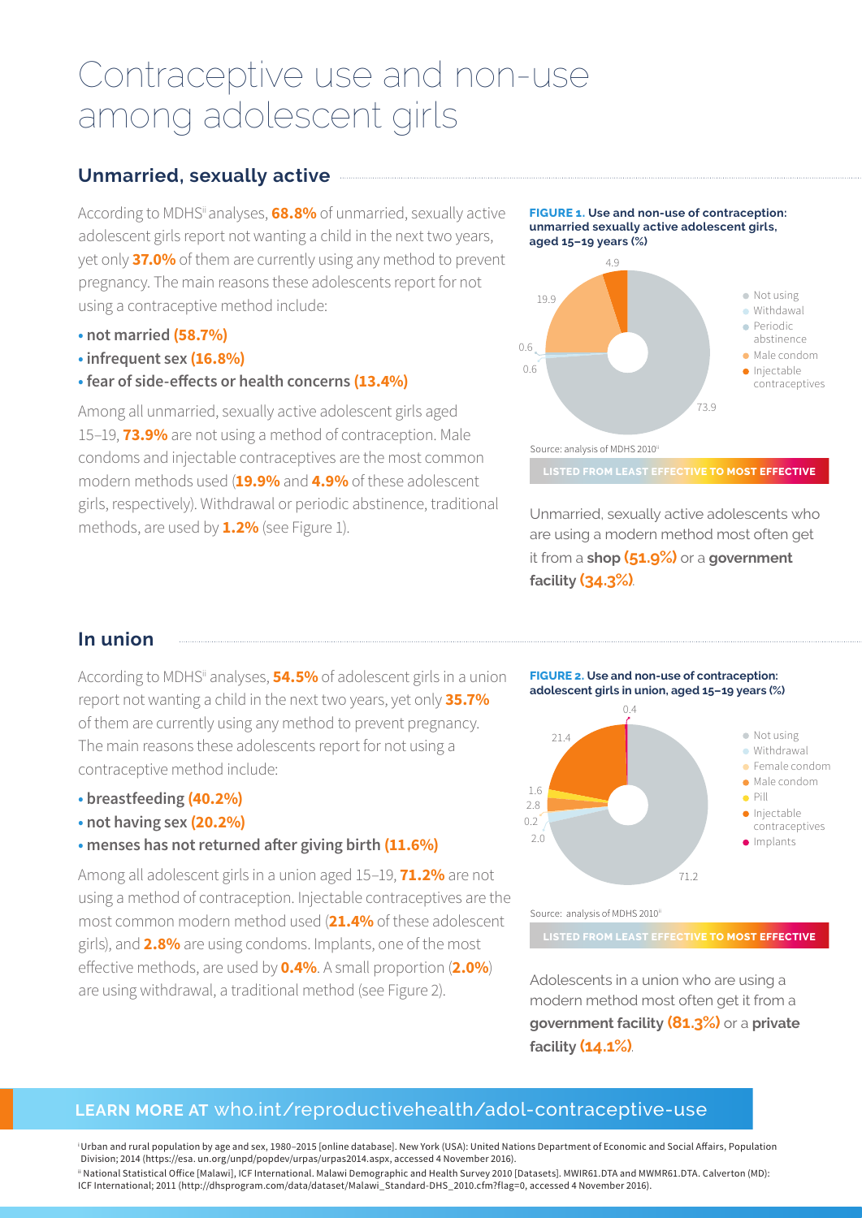# Contraceptive use and non-use among adolescent girls

## Unmarried, sexually active

According to MDHS[ii] analyses, **68.8%** of unmarried, sexually active adolescent girls report not wanting a child in the next two years, yet only **37.0%** of them are currently using any method to prevent pregnancy. The main reasons these adolescents report for not using a contraceptive method include:

- **not married (58.7%)**
- **infrequent sex (16.8%)**
- **fear of side-effects or health concerns (13.4%)**

Among all unmarried, sexually active adolescent girls aged 15–19, **73.9%** are not using a method of contraception. Male condoms and injectable contraceptives are the most common modern methods used (**19.9%** and **4.9%** of these adolescent girls, respectively). Withdrawal or periodic abstinence, traditional methods, are used by **1.2%** (see Figure 1).

**FIGURE 1. Use and non-use of contraception: unmarried sexually active adolescent girls, aged 15–19 years (%)**

| Method | % |
|---|---|
| Not using | 73.9 |
| Withdrawal | 0.6 |
| Periodic abstinence | 0.6 |
| Male condom | 19.9 |
| Injectable contraceptives | 4.9 |

Source: analysis of MDHS 2010[ii]

LISTED FROM LEAST EFFECTIVE TO MOST EFFECTIVE

Unmarried, sexually active adolescents who are using a modern method most often get it from a **shop (51.9%)** or a **government facility (34.3%)**.

## In union

According to MDHS[ii] analyses, **54.5%** of adolescent girls in a union report not wanting a child in the next two years, yet only **35.7%** of them are currently using any method to prevent pregnancy. The main reasons these adolescents report for not using a contraceptive method include:

- **breastfeeding (40.2%)**
- **not having sex (20.2%)**
- **menses has not returned after giving birth (11.6%)**

Among all adolescent girls in a union aged 15–19, **71.2%** are not using a method of contraception. Injectable contraceptives are the most common modern method used (**21.4%** of these adolescent girls), and **2.8%** are using condoms. Implants, one of the most effective methods, are used by **0.4%**. A small proportion (**2.0%**) are using withdrawal, a traditional method (see Figure 2).

**FIGURE 2. Use and non-use of contraception: adolescent girls in union, aged 15–19 years (%)**

| Method | % |
|---|---|
| Not using | 71.2 |
| Withdrawal | 2.0 |
| Female condom | 0.2 |
| Male condom | 2.8 |
| Pill | 1.6 |
| Injectable contraceptives | 21.4 |
| Implants | 0.4 |

Source: analysis of MDHS 2010[ii]

LISTED FROM LEAST EFFECTIVE TO MOST EFFECTIVE

Adolescents in a union who are using a modern method most often get it from a **government facility (81.3%)** or a **private facility (14.1%)**.

**LEARN MORE AT** who.int/reproductivehealth/adol-contraceptive-use

[i] Urban and rural population by age and sex, 1980–2015 [online database]. New York (USA): United Nations Department of Economic and Social Affairs, Population Division; 2014 (https://esa. un.org/unpd/popdev/urpas/urpas2014.aspx, accessed 4 November 2016).

[ii] National Statistical Office [Malawi], ICF International. Malawi Demographic and Health Survey 2010 [Datasets]. MWIR61.DTA and MWMR61.DTA. Calverton (MD): ICF International; 2011 (http://dhsprogram.com/data/dataset/Malawi_Standard-DHS_2010.cfm?flag=0, accessed 4 November 2016).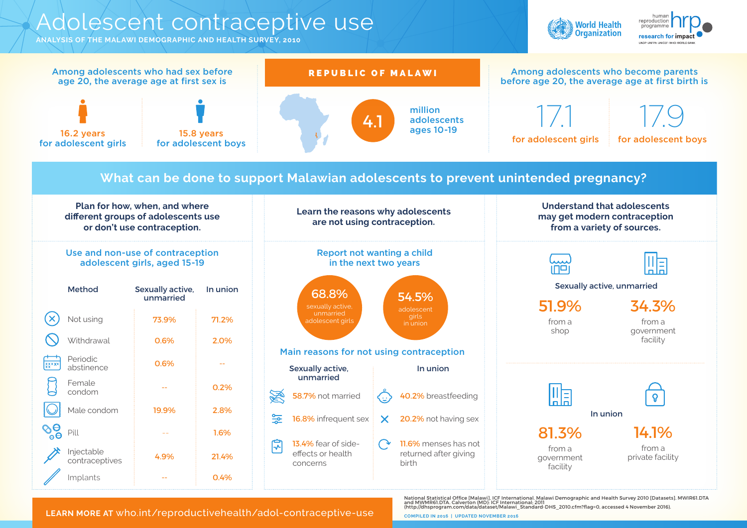# Adolescent contraceptive use

ANALYSIS OF THE MALAWI DEMOGRAPHIC AND HEALTH SURVEY, 2010

World Health Organization | human reproduction programme hrp — research for impact — UNDP · UNFPA · UNICEF · WHO · WORLD BANK

## REPUBLIC OF MALAWI

**4.1** million adolescents ages 10-19

### Among adolescents who had sex before age 20, the average age at first sex is

- 16.2 years for adolescent girls
- 15.8 years for adolescent boys

### Among adolescents who become parents before age 20, the average age at first birth is

- 17.1 for adolescent girls
- 17.9 for adolescent boys

## What can be done to support Malawian adolescents to prevent unintended pregnancy?

### Plan for how, when, and where different groups of adolescents use or don't use contraception.

#### Use and non-use of contraception adolescent girls, aged 15-19

| Method | Sexually active, unmarried | In union |
|---|---|---|
| Not using | 73.9% | 71.2% |
| Withdrawal | 0.6% | 2.0% |
| Periodic abstinence | 0.6% | -- |
| Female condom | -- | 0.2% |
| Male condom | 19.9% | 2.8% |
| Pill | -- | 1.6% |
| Injectable contraceptives | 4.9% | 21.4% |
| Implants | -- | 0.4% |

### Learn the reasons why adolescents are not using contraception.

#### Report not wanting a child in the next two years

- **68.8%** sexually active, unmarried adolescent girls
- **54.5%** adolescent girls in union

#### Main reasons for not using contraception

| Sexually active, unmarried | In union |
|---|---|
| 58.7% not married | 40.2% breastfeeding |
| 16.8% infrequent sex | 20.2% not having sex |
| 13.4% fear of side-effects or health concerns | 11.6% menses has not returned after giving birth |

### Understand that adolescents may get modern contraception from a variety of sources.

**Sexually active, unmarried**

- 51.9% from a shop
- 34.3% from a government facility

**In union**

- 81.3% from a government facility
- 14.1% from a private facility

**LEARN MORE AT** who.int/reproductivehealth/adol-contraceptive-use

National Statistical Office [Malawi], ICF International. Malawi Demographic and Health Survey 2010 [Datasets]. MWIR61.DTA and MWMR61.DTA. Calverton (MD): ICF International; 2011 (http://dhsprogram.com/data/dataset/Malawi_Standard-DHS_2010.cfm?flag=0, accessed 4 November 2016).

COMPILED IN 2016 | UPDATED NOVEMBER 2016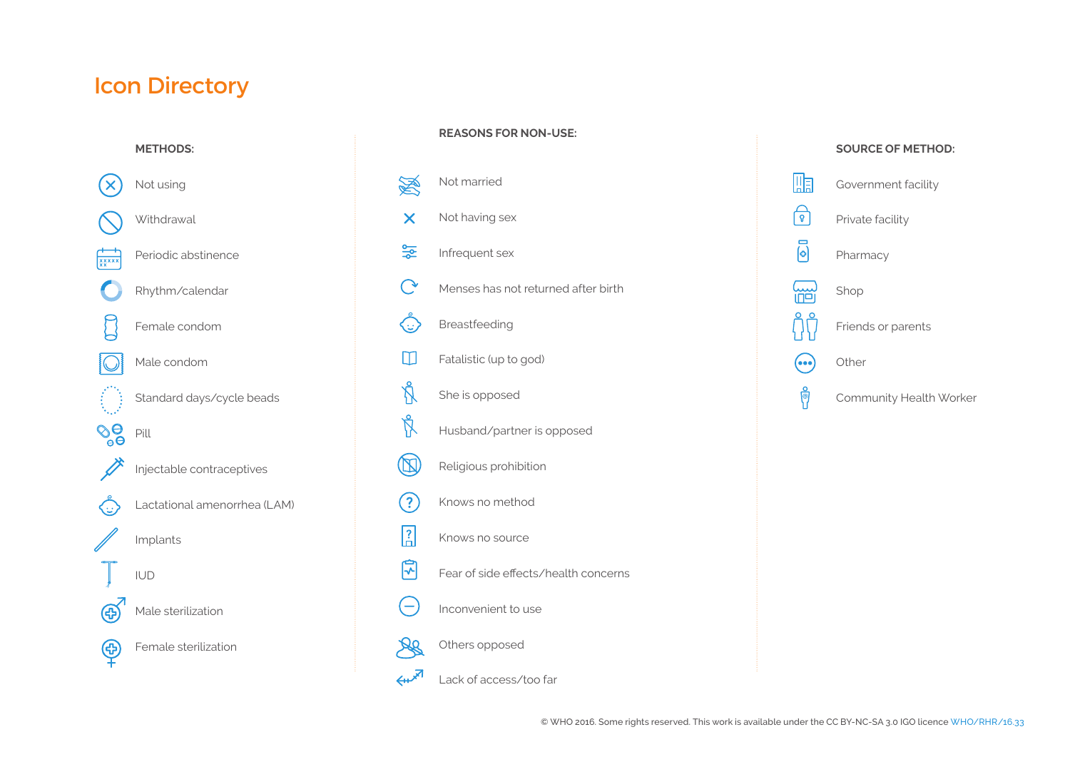# Icon Directory

### METHODS:

- Not using
- Withdrawal
- Periodic abstinence
- Rhythm/calendar
- Female condom
- Male condom
- Standard days/cycle beads
- Pill
- Injectable contraceptives
- Lactational amenorrhea (LAM)
- Implants
- IUD
- Male sterilization
- Female sterilization

### REASONS FOR NON-USE:

- Not married
- Not having sex
- Infrequent sex
- Menses has not returned after birth
- Breastfeeding
- Fatalistic (up to god)
- She is opposed
- Husband/partner is opposed
- Religious prohibition
- Knows no method
- Knows no source
- Fear of side effects/health concerns
- Inconvenient to use
- Others opposed
- Lack of access/too far

### SOURCE OF METHOD:

- Government facility
- Private facility
- Pharmacy
- Shop
- Friends or parents
- Other
- Community Health Worker

© WHO 2016. Some rights reserved. This work is available under the CC BY-NC-SA 3.0 IGO licence WHO/RHR/16.33